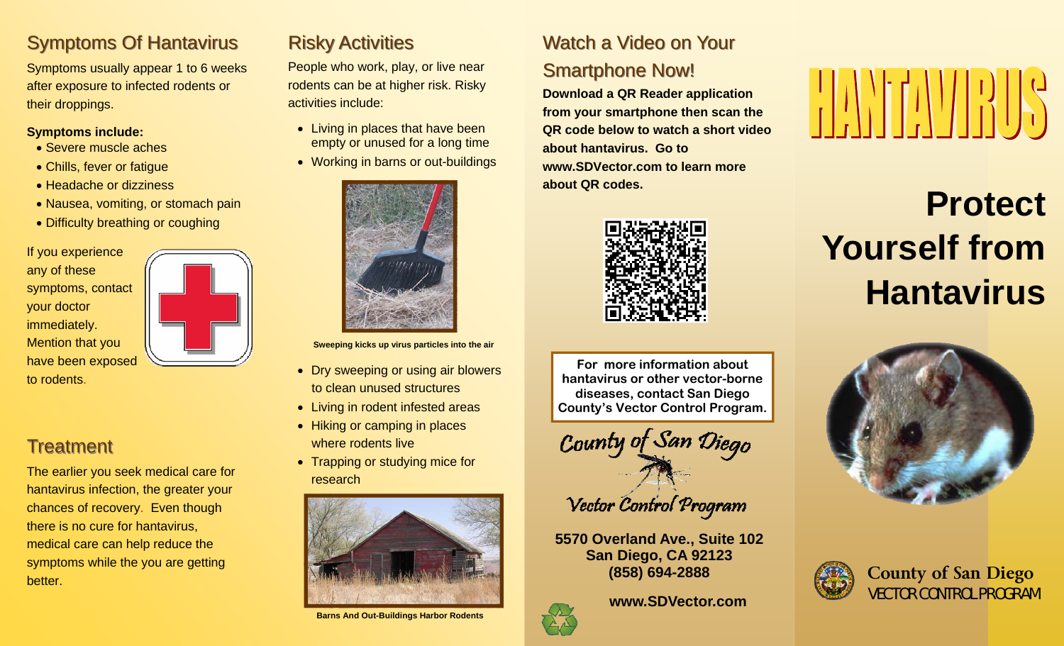## Symptoms Of Hantavirus

Symptoms usually appear 1 to 6 weeks after exposure to infected rodents or their droppings.

**Symptoms include:**

- Severe muscle aches
- Chills, fever or fatigue
- Headache or dizziness
- Nausea, vomiting, or stomach pain
- Difficulty breathing or coughing

If you experience any of these symptoms, contact your doctor immediately. Mention that you have been exposed to rodents.

## Treatment

The earlier you seek medical care for hantavirus infection, the greater your chances of recovery. Even though there is no cure for hantavirus, medical care can help reduce the symptoms while the you are getting better.

## Risky Activities

People who work, play, or live near rodents can be at higher risk. Risky activities include:

- Living in places that have been empty or unused for a long time
- Working in barns or out-buildings

Sweeping kicks up virus particles into the air

- Dry sweeping or using air blowers to clean unused structures
- Living in rodent infested areas
- Hiking or camping in places where rodents live
- Trapping or studying mice for research

Barns And Out-Buildings Harbor Rodents

## Watch a Video on Your Smartphone Now!

**Download a QR Reader application from your smartphone then scan the QR code below to watch a short video about hantavirus. Go to www.SDVector.com to learn more about QR codes.**

**For more information about hantavirus or other vector-borne diseases, contact San Diego County's Vector Control Program.**

*County of San Diego*

*Vector Control Program*

**5570 Overland Ave., Suite 102**
**San Diego, CA 92123**
**(858) 694-2888**

**www.SDVector.com**

# HANTAVIRUS

# Protect Yourself from Hantavirus

**County of San Diego**
VECTOR CONTROL PROGRAM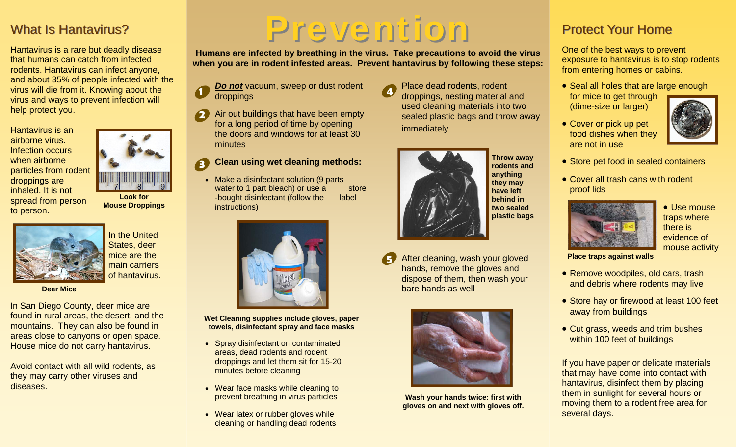## What Is Hantavirus?

Hantavirus is a rare but deadly disease that humans can catch from infected rodents. Hantavirus can infect anyone, and about 35% of people infected with the virus will die from it. Knowing about the virus and ways to prevent infection will help protect you.

Hantavirus is an airborne virus. Infection occurs when airborne particles from rodent droppings are inhaled. It is not spread from person to person.

**Look for Mouse Droppings**

In the United States, deer mice are the main carriers of hantavirus.

**Deer Mice**

In San Diego County, deer mice are found in rural areas, the desert, and the mountains. They can also be found in areas close to canyons or open space. House mice do not carry hantavirus.

Avoid contact with all wild rodents, as they may carry other viruses and diseases.

# Prevention

**Humans are infected by breathing in the virus. Take precautions to avoid the virus when you are in rodent infested areas. Prevent hantavirus by following these steps:**

1. ***Do not*** vacuum, sweep or dust rodent droppings
2. Air out buildings that have been empty for a long period of time by opening the doors and windows for at least 30 minutes
3. **Clean using wet cleaning methods:**
   - Make a disinfectant solution (9 parts water to 1 part bleach) or use a store-bought disinfectant (follow the label instructions)

   **Wet Cleaning supplies include gloves, paper towels, disinfectant spray and face masks**

   - Spray disinfectant on contaminated areas, dead rodents and rodent droppings and let them sit for 15-20 minutes before cleaning
   - Wear face masks while cleaning to prevent breathing in virus particles
   - Wear latex or rubber gloves while cleaning or handling dead rodents
4. Place dead rodents, rodent droppings, nesting material and used cleaning materials into two sealed plastic bags and throw away immediately

   **Throw away rodents and anything they may have left behind in two sealed plastic bags**

5. After cleaning, wash your gloved hands, remove the gloves and dispose of them, then wash your bare hands as well

   **Wash your hands twice: first with gloves on and next with gloves off.**

## Protect Your Home

One of the best ways to prevent exposure to hantavirus is to stop rodents from entering homes or cabins.

- Seal all holes that are large enough for mice to get through (dime-size or larger)
- Cover or pick up pet food dishes when they are not in use
- Store pet food in sealed containers
- Cover all trash cans with rodent proof lids
- Use mouse traps where there is evidence of mouse activity

**Place traps against walls**

- Remove woodpiles, old cars, trash and debris where rodents may live
- Store hay or firewood at least 100 feet away from buildings
- Cut grass, weeds and trim bushes within 100 feet of buildings

If you have paper or delicate materials that may have come into contact with hantavirus, disinfect them by placing them in sunlight for several hours or moving them to a rodent free area for several days.